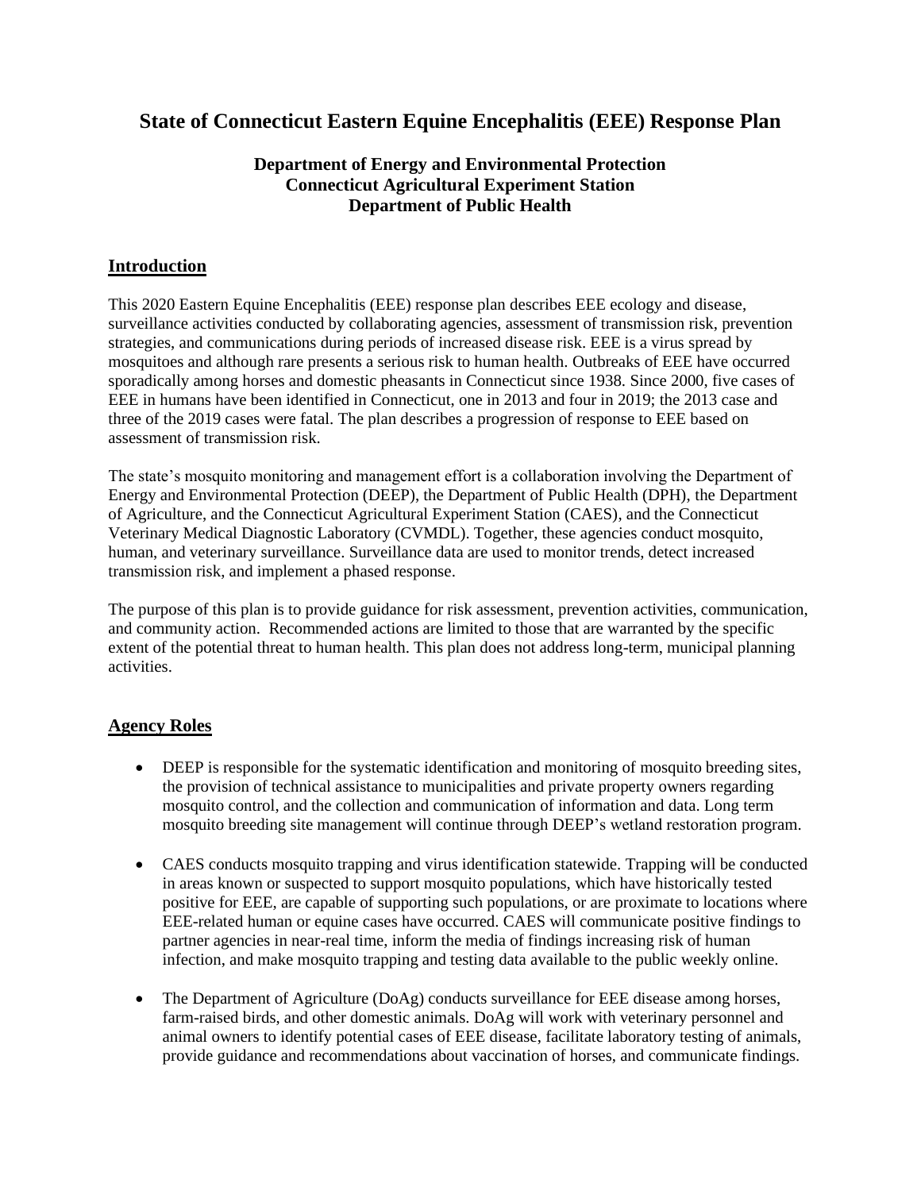# State of Connecticut Eastern Equine Encephalitis (EEE) Response Plan

**Department of Energy and Environmental Protection**
**Connecticut Agricultural Experiment Station**
**Department of Public Health**

## Introduction

This 2020 Eastern Equine Encephalitis (EEE) response plan describes EEE ecology and disease, surveillance activities conducted by collaborating agencies, assessment of transmission risk, prevention strategies, and communications during periods of increased disease risk. EEE is a virus spread by mosquitoes and although rare presents a serious risk to human health. Outbreaks of EEE have occurred sporadically among horses and domestic pheasants in Connecticut since 1938. Since 2000, five cases of EEE in humans have been identified in Connecticut, one in 2013 and four in 2019; the 2013 case and three of the 2019 cases were fatal. The plan describes a progression of response to EEE based on assessment of transmission risk.

The state's mosquito monitoring and management effort is a collaboration involving the Department of Energy and Environmental Protection (DEEP), the Department of Public Health (DPH), the Department of Agriculture, and the Connecticut Agricultural Experiment Station (CAES), and the Connecticut Veterinary Medical Diagnostic Laboratory (CVMDL). Together, these agencies conduct mosquito, human, and veterinary surveillance. Surveillance data are used to monitor trends, detect increased transmission risk, and implement a phased response.

The purpose of this plan is to provide guidance for risk assessment, prevention activities, communication, and community action. Recommended actions are limited to those that are warranted by the specific extent of the potential threat to human health. This plan does not address long-term, municipal planning activities.

## Agency Roles

- DEEP is responsible for the systematic identification and monitoring of mosquito breeding sites, the provision of technical assistance to municipalities and private property owners regarding mosquito control, and the collection and communication of information and data. Long term mosquito breeding site management will continue through DEEP's wetland restoration program.
- CAES conducts mosquito trapping and virus identification statewide. Trapping will be conducted in areas known or suspected to support mosquito populations, which have historically tested positive for EEE, are capable of supporting such populations, or are proximate to locations where EEE-related human or equine cases have occurred. CAES will communicate positive findings to partner agencies in near-real time, inform the media of findings increasing risk of human infection, and make mosquito trapping and testing data available to the public weekly online.
- The Department of Agriculture (DoAg) conducts surveillance for EEE disease among horses, farm-raised birds, and other domestic animals. DoAg will work with veterinary personnel and animal owners to identify potential cases of EEE disease, facilitate laboratory testing of animals, provide guidance and recommendations about vaccination of horses, and communicate findings.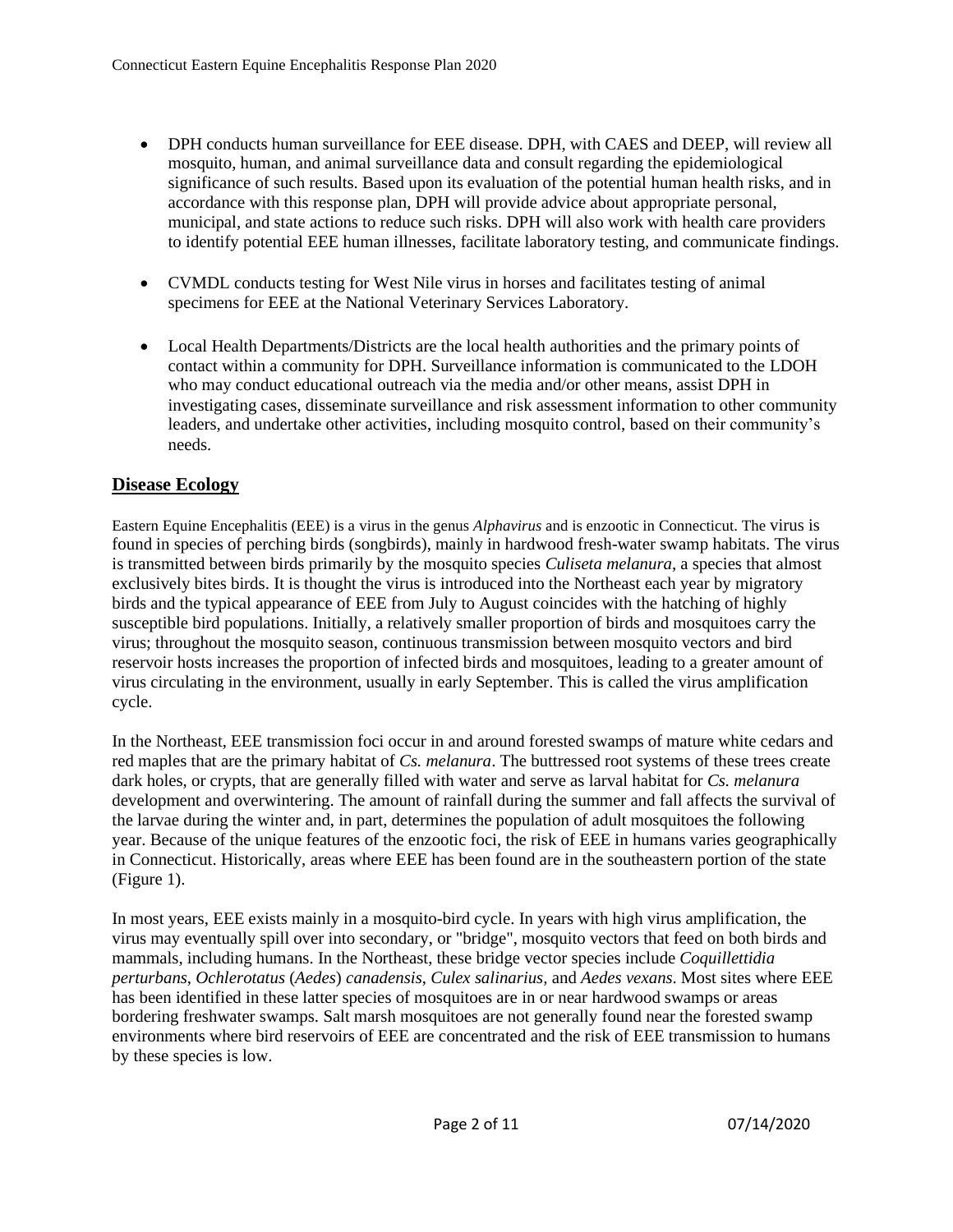- DPH conducts human surveillance for EEE disease. DPH, with CAES and DEEP, will review all mosquito, human, and animal surveillance data and consult regarding the epidemiological significance of such results. Based upon its evaluation of the potential human health risks, and in accordance with this response plan, DPH will provide advice about appropriate personal, municipal, and state actions to reduce such risks. DPH will also work with health care providers to identify potential EEE human illnesses, facilitate laboratory testing, and communicate findings.

- CVMDL conducts testing for West Nile virus in horses and facilitates testing of animal specimens for EEE at the National Veterinary Services Laboratory.

- Local Health Departments/Districts are the local health authorities and the primary points of contact within a community for DPH. Surveillance information is communicated to the LDOH who may conduct educational outreach via the media and/or other means, assist DPH in investigating cases, disseminate surveillance and risk assessment information to other community leaders, and undertake other activities, including mosquito control, based on their community's needs.

## Disease Ecology

Eastern Equine Encephalitis (EEE) is a virus in the genus *Alphavirus* and is enzootic in Connecticut. The virus is found in species of perching birds (songbirds), mainly in hardwood fresh-water swamp habitats. The virus is transmitted between birds primarily by the mosquito species *Culiseta melanura*, a species that almost exclusively bites birds. It is thought the virus is introduced into the Northeast each year by migratory birds and the typical appearance of EEE from July to August coincides with the hatching of highly susceptible bird populations. Initially, a relatively smaller proportion of birds and mosquitoes carry the virus; throughout the mosquito season, continuous transmission between mosquito vectors and bird reservoir hosts increases the proportion of infected birds and mosquitoes, leading to a greater amount of virus circulating in the environment, usually in early September. This is called the virus amplification cycle.

In the Northeast, EEE transmission foci occur in and around forested swamps of mature white cedars and red maples that are the primary habitat of *Cs. melanura*. The buttressed root systems of these trees create dark holes, or crypts, that are generally filled with water and serve as larval habitat for *Cs. melanura* development and overwintering. The amount of rainfall during the summer and fall affects the survival of the larvae during the winter and, in part, determines the population of adult mosquitoes the following year. Because of the unique features of the enzootic foci, the risk of EEE in humans varies geographically in Connecticut. Historically, areas where EEE has been found are in the southeastern portion of the state (Figure 1).

In most years, EEE exists mainly in a mosquito-bird cycle. In years with high virus amplification, the virus may eventually spill over into secondary, or "bridge", mosquito vectors that feed on both birds and mammals, including humans. In the Northeast, these bridge vector species include *Coquillettidia perturbans*, *Ochlerotatus* (*Aedes*) *canadensis*, *Culex salinarius*, and *Aedes vexans*. Most sites where EEE has been identified in these latter species of mosquitoes are in or near hardwood swamps or areas bordering freshwater swamps. Salt marsh mosquitoes are not generally found near the forested swamp environments where bird reservoirs of EEE are concentrated and the risk of EEE transmission to humans by these species is low.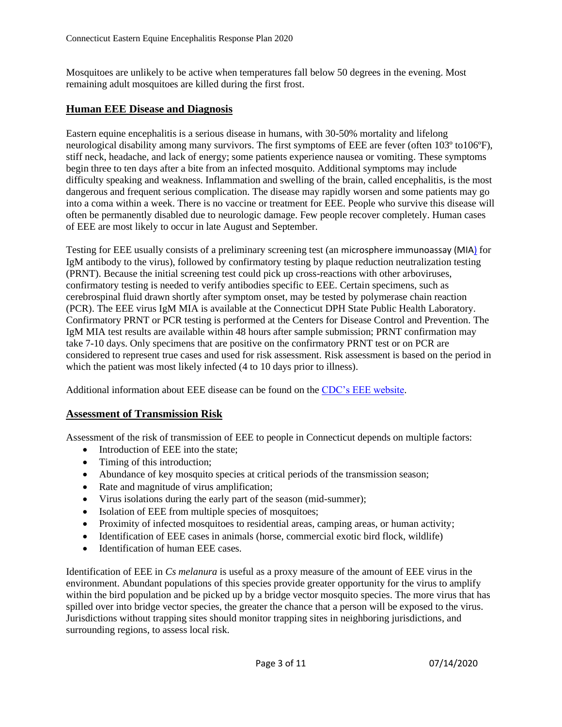Mosquitoes are unlikely to be active when temperatures fall below 50 degrees in the evening. Most remaining adult mosquitoes are killed during the first frost.

## Human EEE Disease and Diagnosis

Eastern equine encephalitis is a serious disease in humans, with 30-50% mortality and lifelong neurological disability among many survivors. The first symptoms of EEE are fever (often 103º to106ºF), stiff neck, headache, and lack of energy; some patients experience nausea or vomiting. These symptoms begin three to ten days after a bite from an infected mosquito. Additional symptoms may include difficulty speaking and weakness. Inflammation and swelling of the brain, called encephalitis, is the most dangerous and frequent serious complication. The disease may rapidly worsen and some patients may go into a coma within a week. There is no vaccine or treatment for EEE. People who survive this disease will often be permanently disabled due to neurologic damage. Few people recover completely. Human cases of EEE are most likely to occur in late August and September.

Testing for EEE usually consists of a preliminary screening test (an microsphere immunoassay (MIA) for IgM antibody to the virus), followed by confirmatory testing by plaque reduction neutralization testing (PRNT). Because the initial screening test could pick up cross-reactions with other arboviruses, confirmatory testing is needed to verify antibodies specific to EEE. Certain specimens, such as cerebrospinal fluid drawn shortly after symptom onset, may be tested by polymerase chain reaction (PCR). The EEE virus IgM MIA is available at the Connecticut DPH State Public Health Laboratory. Confirmatory PRNT or PCR testing is performed at the Centers for Disease Control and Prevention. The IgM MIA test results are available within 48 hours after sample submission; PRNT confirmation may take 7-10 days. Only specimens that are positive on the confirmatory PRNT test or on PCR are considered to represent true cases and used for risk assessment. Risk assessment is based on the period in which the patient was most likely infected (4 to 10 days prior to illness).

Additional information about EEE disease can be found on the CDC's EEE website.

## Assessment of Transmission Risk

Assessment of the risk of transmission of EEE to people in Connecticut depends on multiple factors:

- Introduction of EEE into the state;
- Timing of this introduction;
- Abundance of key mosquito species at critical periods of the transmission season;
- Rate and magnitude of virus amplification;
- Virus isolations during the early part of the season (mid-summer);
- Isolation of EEE from multiple species of mosquitoes;
- Proximity of infected mosquitoes to residential areas, camping areas, or human activity;
- Identification of EEE cases in animals (horse, commercial exotic bird flock, wildlife)
- Identification of human EEE cases.

Identification of EEE in *Cs melanura* is useful as a proxy measure of the amount of EEE virus in the environment. Abundant populations of this species provide greater opportunity for the virus to amplify within the bird population and be picked up by a bridge vector mosquito species. The more virus that has spilled over into bridge vector species, the greater the chance that a person will be exposed to the virus. Jurisdictions without trapping sites should monitor trapping sites in neighboring jurisdictions, and surrounding regions, to assess local risk.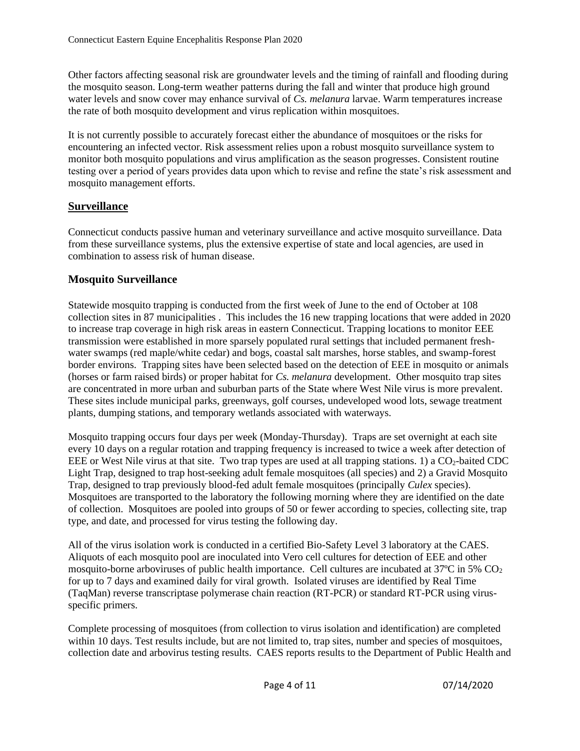Other factors affecting seasonal risk are groundwater levels and the timing of rainfall and flooding during the mosquito season. Long-term weather patterns during the fall and winter that produce high ground water levels and snow cover may enhance survival of *Cs. melanura* larvae. Warm temperatures increase the rate of both mosquito development and virus replication within mosquitoes.

It is not currently possible to accurately forecast either the abundance of mosquitoes or the risks for encountering an infected vector. Risk assessment relies upon a robust mosquito surveillance system to monitor both mosquito populations and virus amplification as the season progresses. Consistent routine testing over a period of years provides data upon which to revise and refine the state's risk assessment and mosquito management efforts.

## Surveillance

Connecticut conducts passive human and veterinary surveillance and active mosquito surveillance. Data from these surveillance systems, plus the extensive expertise of state and local agencies, are used in combination to assess risk of human disease.

### Mosquito Surveillance

Statewide mosquito trapping is conducted from the first week of June to the end of October at 108 collection sites in 87 municipalities . This includes the 16 new trapping locations that were added in 2020 to increase trap coverage in high risk areas in eastern Connecticut. Trapping locations to monitor EEE transmission were established in more sparsely populated rural settings that included permanent fresh-water swamps (red maple/white cedar) and bogs, coastal salt marshes, horse stables, and swamp-forest border environs. Trapping sites have been selected based on the detection of EEE in mosquito or animals (horses or farm raised birds) or proper habitat for *Cs. melanura* development. Other mosquito trap sites are concentrated in more urban and suburban parts of the State where West Nile virus is more prevalent. These sites include municipal parks, greenways, golf courses, undeveloped wood lots, sewage treatment plants, dumping stations, and temporary wetlands associated with waterways.

Mosquito trapping occurs four days per week (Monday-Thursday). Traps are set overnight at each site every 10 days on a regular rotation and trapping frequency is increased to twice a week after detection of EEE or West Nile virus at that site. Two trap types are used at all trapping stations. 1) a $CO_2$-baited CDC Light Trap, designed to trap host-seeking adult female mosquitoes (all species) and 2) a Gravid Mosquito Trap, designed to trap previously blood-fed adult female mosquitoes (principally *Culex* species). Mosquitoes are transported to the laboratory the following morning where they are identified on the date of collection. Mosquitoes are pooled into groups of 50 or fewer according to species, collecting site, trap type, and date, and processed for virus testing the following day.

All of the virus isolation work is conducted in a certified Bio-Safety Level 3 laboratory at the CAES. Aliquots of each mosquito pool are inoculated into Vero cell cultures for detection of EEE and other mosquito-borne arboviruses of public health importance. Cell cultures are incubated at 37ºC in 5% $CO_2$ for up to 7 days and examined daily for viral growth. Isolated viruses are identified by Real Time (TaqMan) reverse transcriptase polymerase chain reaction (RT-PCR) or standard RT-PCR using virus-specific primers.

Complete processing of mosquitoes (from collection to virus isolation and identification) are completed within 10 days. Test results include, but are not limited to, trap sites, number and species of mosquitoes, collection date and arbovirus testing results. CAES reports results to the Department of Public Health and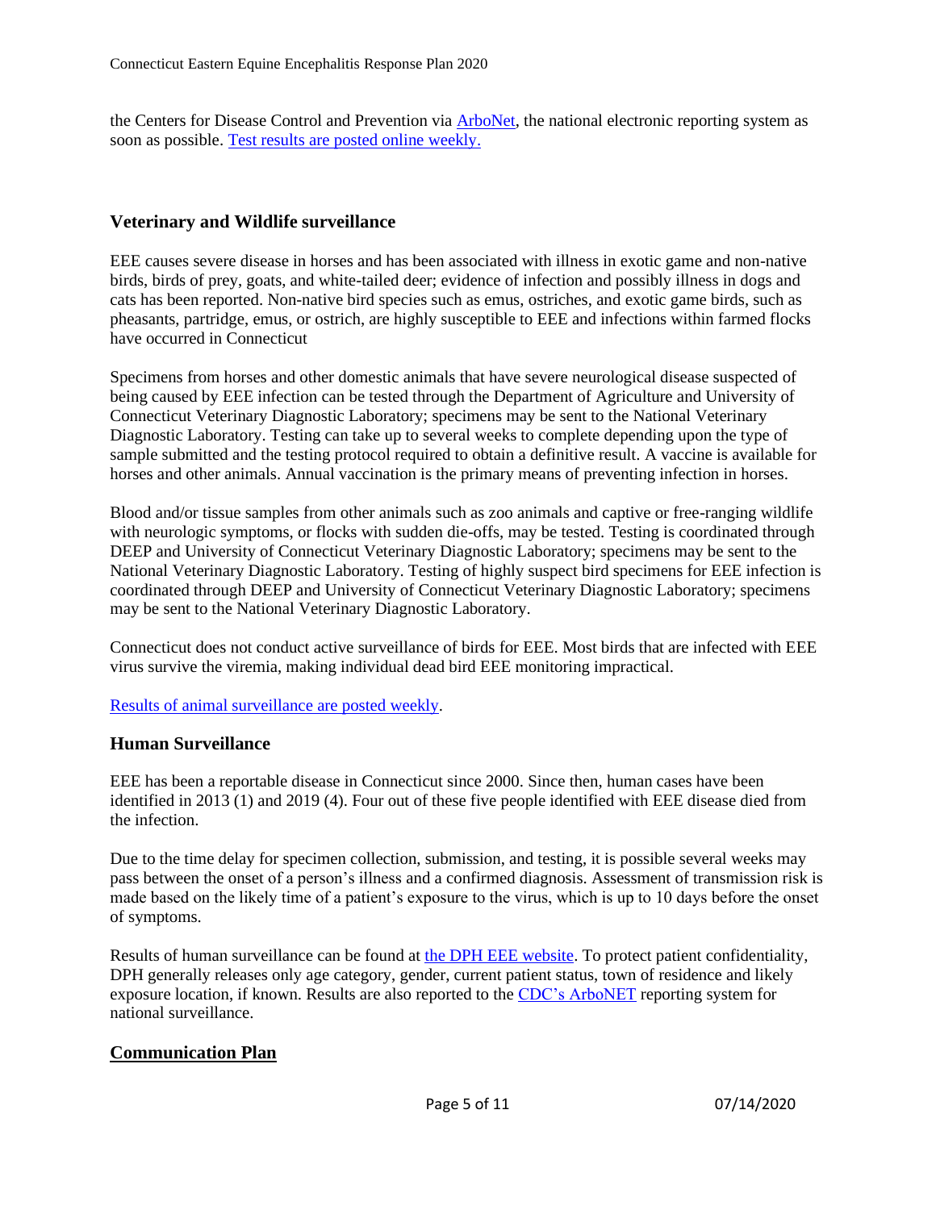the Centers for Disease Control and Prevention via [ArboNet](), the national electronic reporting system as soon as possible. [Test results are posted online weekly.]()

## Veterinary and Wildlife surveillance

EEE causes severe disease in horses and has been associated with illness in exotic game and non-native birds, birds of prey, goats, and white-tailed deer; evidence of infection and possibly illness in dogs and cats has been reported. Non-native bird species such as emus, ostriches, and exotic game birds, such as pheasants, partridge, emus, or ostrich, are highly susceptible to EEE and infections within farmed flocks have occurred in Connecticut

Specimens from horses and other domestic animals that have severe neurological disease suspected of being caused by EEE infection can be tested through the Department of Agriculture and University of Connecticut Veterinary Diagnostic Laboratory; specimens may be sent to the National Veterinary Diagnostic Laboratory. Testing can take up to several weeks to complete depending upon the type of sample submitted and the testing protocol required to obtain a definitive result. A vaccine is available for horses and other animals. Annual vaccination is the primary means of preventing infection in horses.

Blood and/or tissue samples from other animals such as zoo animals and captive or free-ranging wildlife with neurologic symptoms, or flocks with sudden die-offs, may be tested. Testing is coordinated through DEEP and University of Connecticut Veterinary Diagnostic Laboratory; specimens may be sent to the National Veterinary Diagnostic Laboratory. Testing of highly suspect bird specimens for EEE infection is coordinated through DEEP and University of Connecticut Veterinary Diagnostic Laboratory; specimens may be sent to the National Veterinary Diagnostic Laboratory.

Connecticut does not conduct active surveillance of birds for EEE. Most birds that are infected with EEE virus survive the viremia, making individual dead bird EEE monitoring impractical.

[Results of animal surveillance are posted weekly]().

## Human Surveillance

EEE has been a reportable disease in Connecticut since 2000. Since then, human cases have been identified in 2013 (1) and 2019 (4). Four out of these five people identified with EEE disease died from the infection.

Due to the time delay for specimen collection, submission, and testing, it is possible several weeks may pass between the onset of a person's illness and a confirmed diagnosis. Assessment of transmission risk is made based on the likely time of a patient's exposure to the virus, which is up to 10 days before the onset of symptoms.

Results of human surveillance can be found at [the DPH EEE website](). To protect patient confidentiality, DPH generally releases only age category, gender, current patient status, town of residence and likely exposure location, if known. Results are also reported to the [CDC's ArboNET]() reporting system for national surveillance.

## Communication Plan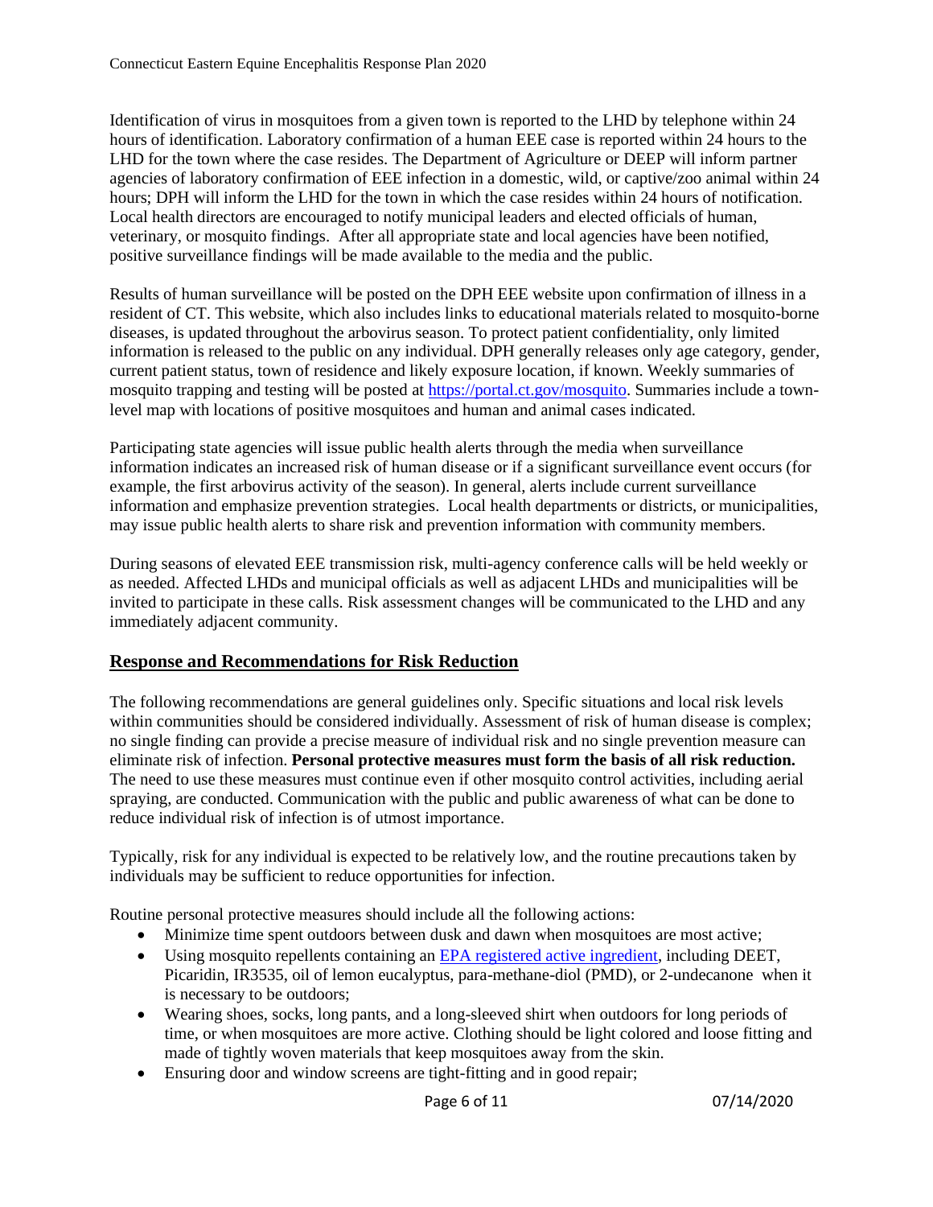Identification of virus in mosquitoes from a given town is reported to the LHD by telephone within 24 hours of identification. Laboratory confirmation of a human EEE case is reported within 24 hours to the LHD for the town where the case resides. The Department of Agriculture or DEEP will inform partner agencies of laboratory confirmation of EEE infection in a domestic, wild, or captive/zoo animal within 24 hours; DPH will inform the LHD for the town in which the case resides within 24 hours of notification. Local health directors are encouraged to notify municipal leaders and elected officials of human, veterinary, or mosquito findings. After all appropriate state and local agencies have been notified, positive surveillance findings will be made available to the media and the public.

Results of human surveillance will be posted on the DPH EEE website upon confirmation of illness in a resident of CT. This website, which also includes links to educational materials related to mosquito-borne diseases, is updated throughout the arbovirus season. To protect patient confidentiality, only limited information is released to the public on any individual. DPH generally releases only age category, gender, current patient status, town of residence and likely exposure location, if known. Weekly summaries of mosquito trapping and testing will be posted at [https://portal.ct.gov/mosquito](https://portal.ct.gov/mosquito). Summaries include a town-level map with locations of positive mosquitoes and human and animal cases indicated.

Participating state agencies will issue public health alerts through the media when surveillance information indicates an increased risk of human disease or if a significant surveillance event occurs (for example, the first arbovirus activity of the season). In general, alerts include current surveillance information and emphasize prevention strategies. Local health departments or districts, or municipalities, may issue public health alerts to share risk and prevention information with community members.

During seasons of elevated EEE transmission risk, multi-agency conference calls will be held weekly or as needed. Affected LHDs and municipal officials as well as adjacent LHDs and municipalities will be invited to participate in these calls. Risk assessment changes will be communicated to the LHD and any immediately adjacent community.

## Response and Recommendations for Risk Reduction

The following recommendations are general guidelines only. Specific situations and local risk levels within communities should be considered individually. Assessment of risk of human disease is complex; no single finding can provide a precise measure of individual risk and no single prevention measure can eliminate risk of infection. **Personal protective measures must form the basis of all risk reduction.** The need to use these measures must continue even if other mosquito control activities, including aerial spraying, are conducted. Communication with the public and public awareness of what can be done to reduce individual risk of infection is of utmost importance.

Typically, risk for any individual is expected to be relatively low, and the routine precautions taken by individuals may be sufficient to reduce opportunities for infection.

Routine personal protective measures should include all the following actions:

- Minimize time spent outdoors between dusk and dawn when mosquitoes are most active;
- Using mosquito repellents containing an [EPA registered active ingredient](), including DEET, Picaridin, IR3535, oil of lemon eucalyptus, para-methane-diol (PMD), or 2-undecanone when it is necessary to be outdoors;
- Wearing shoes, socks, long pants, and a long-sleeved shirt when outdoors for long periods of time, or when mosquitoes are more active. Clothing should be light colored and loose fitting and made of tightly woven materials that keep mosquitoes away from the skin.
- Ensuring door and window screens are tight-fitting and in good repair;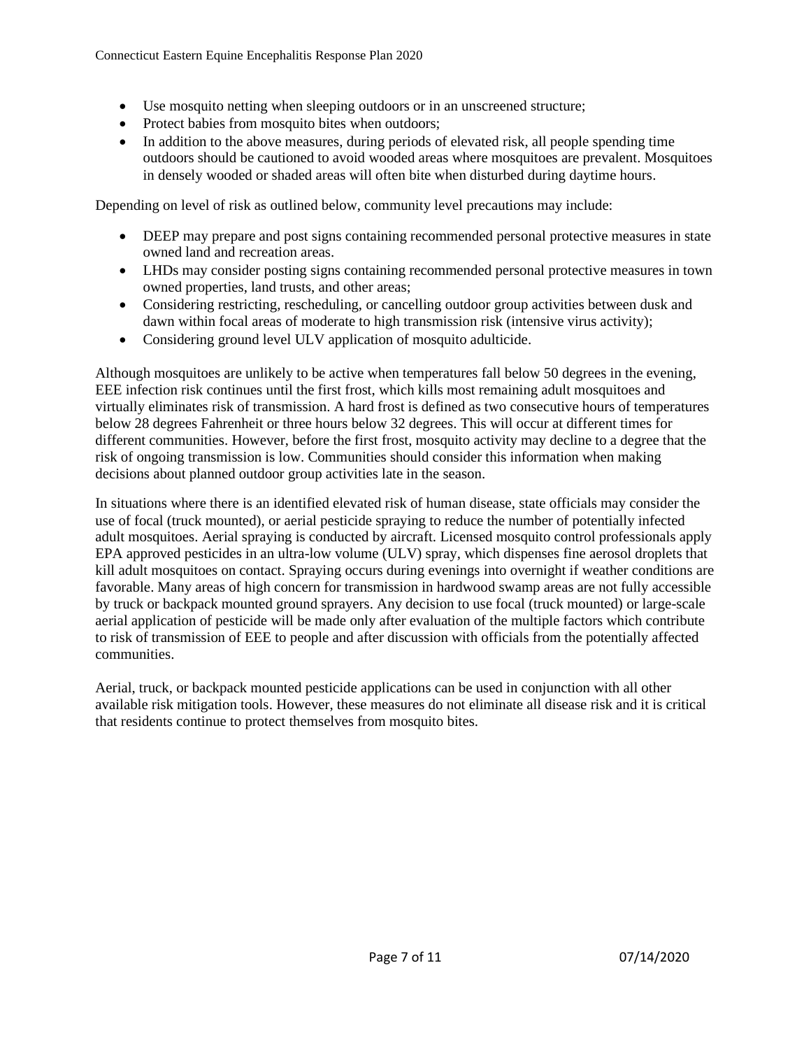- Use mosquito netting when sleeping outdoors or in an unscreened structure;
- Protect babies from mosquito bites when outdoors;
- In addition to the above measures, during periods of elevated risk, all people spending time outdoors should be cautioned to avoid wooded areas where mosquitoes are prevalent. Mosquitoes in densely wooded or shaded areas will often bite when disturbed during daytime hours.

Depending on level of risk as outlined below, community level precautions may include:

- DEEP may prepare and post signs containing recommended personal protective measures in state owned land and recreation areas.
- LHDs may consider posting signs containing recommended personal protective measures in town owned properties, land trusts, and other areas;
- Considering restricting, rescheduling, or cancelling outdoor group activities between dusk and dawn within focal areas of moderate to high transmission risk (intensive virus activity);
- Considering ground level ULV application of mosquito adulticide.

Although mosquitoes are unlikely to be active when temperatures fall below 50 degrees in the evening, EEE infection risk continues until the first frost, which kills most remaining adult mosquitoes and virtually eliminates risk of transmission. A hard frost is defined as two consecutive hours of temperatures below 28 degrees Fahrenheit or three hours below 32 degrees. This will occur at different times for different communities. However, before the first frost, mosquito activity may decline to a degree that the risk of ongoing transmission is low. Communities should consider this information when making decisions about planned outdoor group activities late in the season.

In situations where there is an identified elevated risk of human disease, state officials may consider the use of focal (truck mounted), or aerial pesticide spraying to reduce the number of potentially infected adult mosquitoes. Aerial spraying is conducted by aircraft. Licensed mosquito control professionals apply EPA approved pesticides in an ultra-low volume (ULV) spray, which dispenses fine aerosol droplets that kill adult mosquitoes on contact. Spraying occurs during evenings into overnight if weather conditions are favorable. Many areas of high concern for transmission in hardwood swamp areas are not fully accessible by truck or backpack mounted ground sprayers. Any decision to use focal (truck mounted) or large-scale aerial application of pesticide will be made only after evaluation of the multiple factors which contribute to risk of transmission of EEE to people and after discussion with officials from the potentially affected communities.

Aerial, truck, or backpack mounted pesticide applications can be used in conjunction with all other available risk mitigation tools. However, these measures do not eliminate all disease risk and it is critical that residents continue to protect themselves from mosquito bites.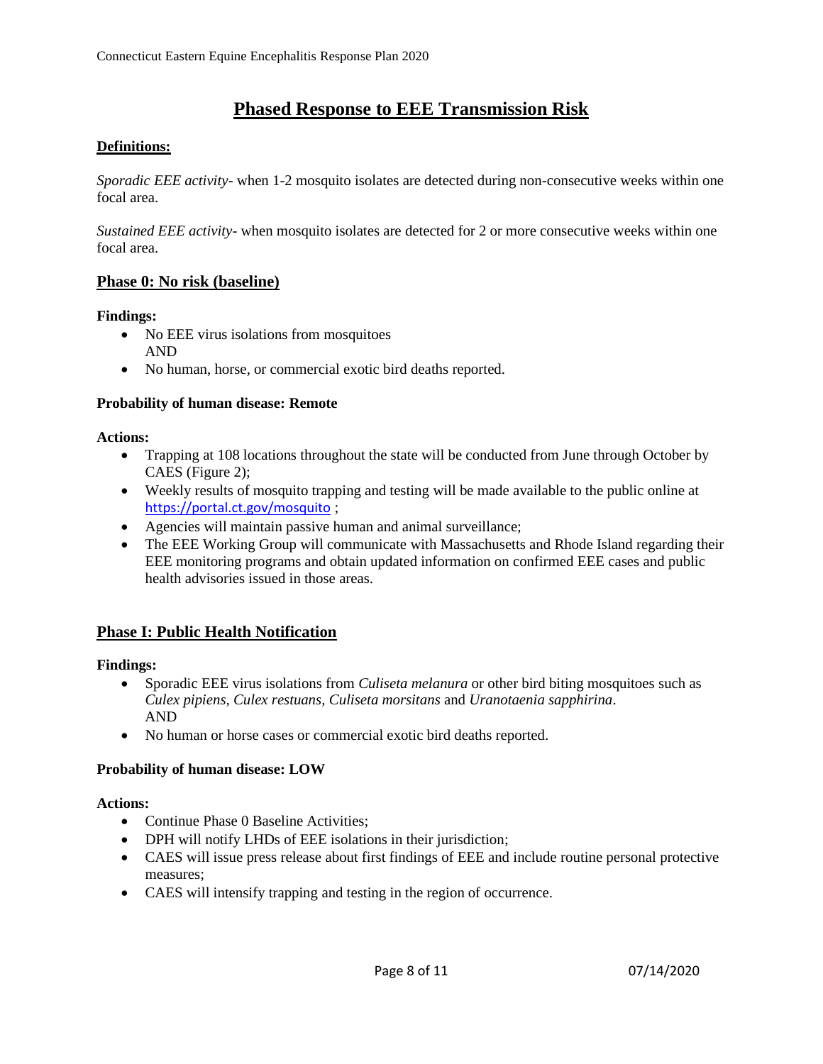# Phased Response to EEE Transmission Risk

**Definitions:**

*Sporadic EEE activity*- when 1-2 mosquito isolates are detected during non-consecutive weeks within one focal area.

*Sustained EEE activity*- when mosquito isolates are detected for 2 or more consecutive weeks within one focal area.

## Phase 0: No risk (baseline)

**Findings:**

- No EEE virus isolations from mosquitoes
  AND
- No human, horse, or commercial exotic bird deaths reported.

**Probability of human disease: Remote**

**Actions:**

- Trapping at 108 locations throughout the state will be conducted from June through October by CAES (Figure 2);
- Weekly results of mosquito trapping and testing will be made available to the public online at https://portal.ct.gov/mosquito ;
- Agencies will maintain passive human and animal surveillance;
- The EEE Working Group will communicate with Massachusetts and Rhode Island regarding their EEE monitoring programs and obtain updated information on confirmed EEE cases and public health advisories issued in those areas.

## Phase I: Public Health Notification

**Findings:**

- Sporadic EEE virus isolations from *Culiseta melanura* or other bird biting mosquitoes such as *Culex pipiens, Culex restuans, Culiseta morsitans* and *Uranotaenia sapphirina*.
  AND
- No human or horse cases or commercial exotic bird deaths reported.

**Probability of human disease: LOW**

**Actions:**

- Continue Phase 0 Baseline Activities;
- DPH will notify LHDs of EEE isolations in their jurisdiction;
- CAES will issue press release about first findings of EEE and include routine personal protective measures;
- CAES will intensify trapping and testing in the region of occurrence.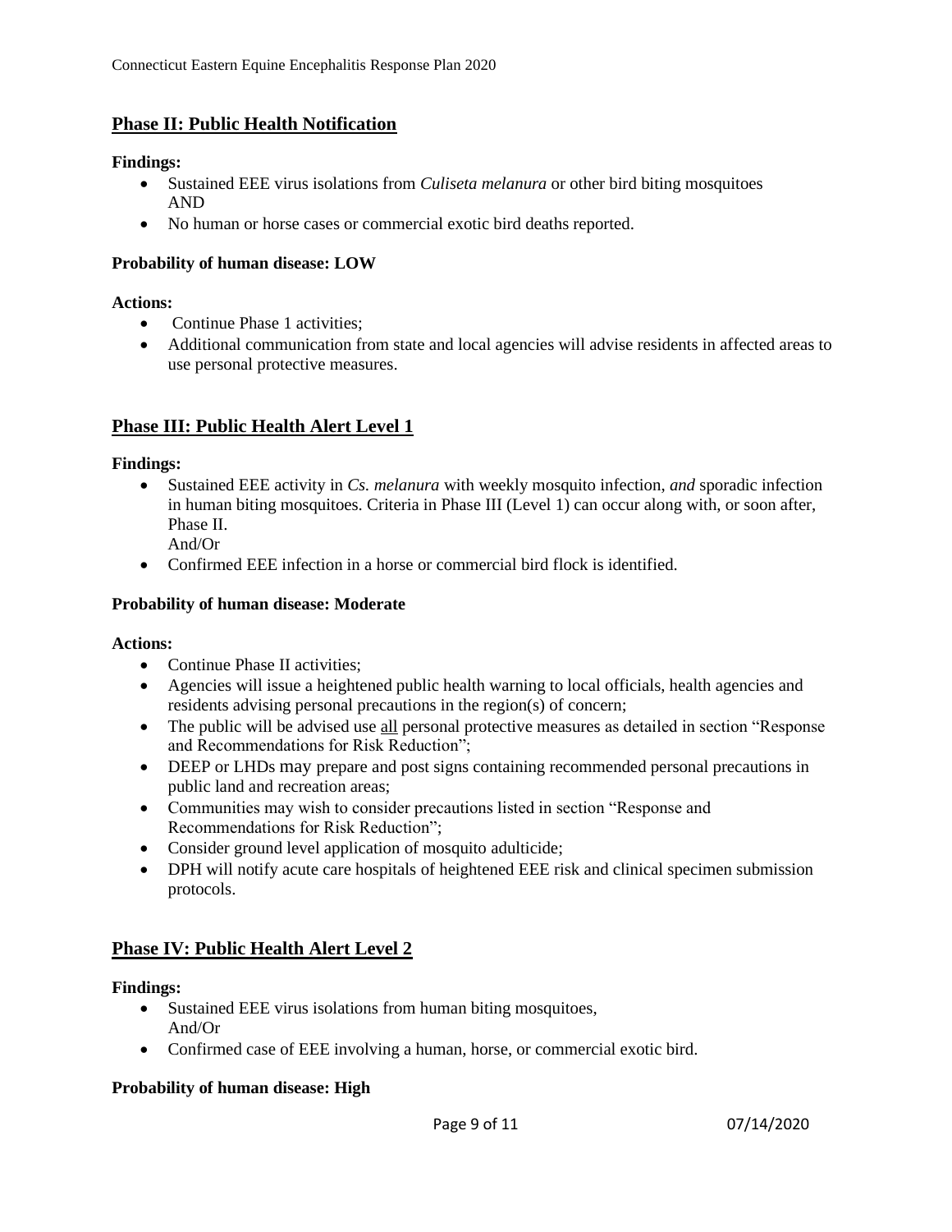## Phase II: Public Health Notification

**Findings:**

- Sustained EEE virus isolations from *Culiseta melanura* or other bird biting mosquitoes AND
- No human or horse cases or commercial exotic bird deaths reported.

**Probability of human disease: LOW**

**Actions:**

- Continue Phase 1 activities;
- Additional communication from state and local agencies will advise residents in affected areas to use personal protective measures.

## Phase III: Public Health Alert Level 1

**Findings:**

- Sustained EEE activity in *Cs. melanura* with weekly mosquito infection, *and* sporadic infection in human biting mosquitoes. Criteria in Phase III (Level 1) can occur along with, or soon after, Phase II.
  And/Or
- Confirmed EEE infection in a horse or commercial bird flock is identified.

**Probability of human disease: Moderate**

**Actions:**

- Continue Phase II activities;
- Agencies will issue a heightened public health warning to local officials, health agencies and residents advising personal precautions in the region(s) of concern;
- The public will be advised use <u>all</u> personal protective measures as detailed in section "Response and Recommendations for Risk Reduction";
- DEEP or LHDs may prepare and post signs containing recommended personal precautions in public land and recreation areas;
- Communities may wish to consider precautions listed in section "Response and Recommendations for Risk Reduction";
- Consider ground level application of mosquito adulticide;
- DPH will notify acute care hospitals of heightened EEE risk and clinical specimen submission protocols.

## Phase IV: Public Health Alert Level 2

**Findings:**

- Sustained EEE virus isolations from human biting mosquitoes,
  And/Or
- Confirmed case of EEE involving a human, horse, or commercial exotic bird.

**Probability of human disease: High**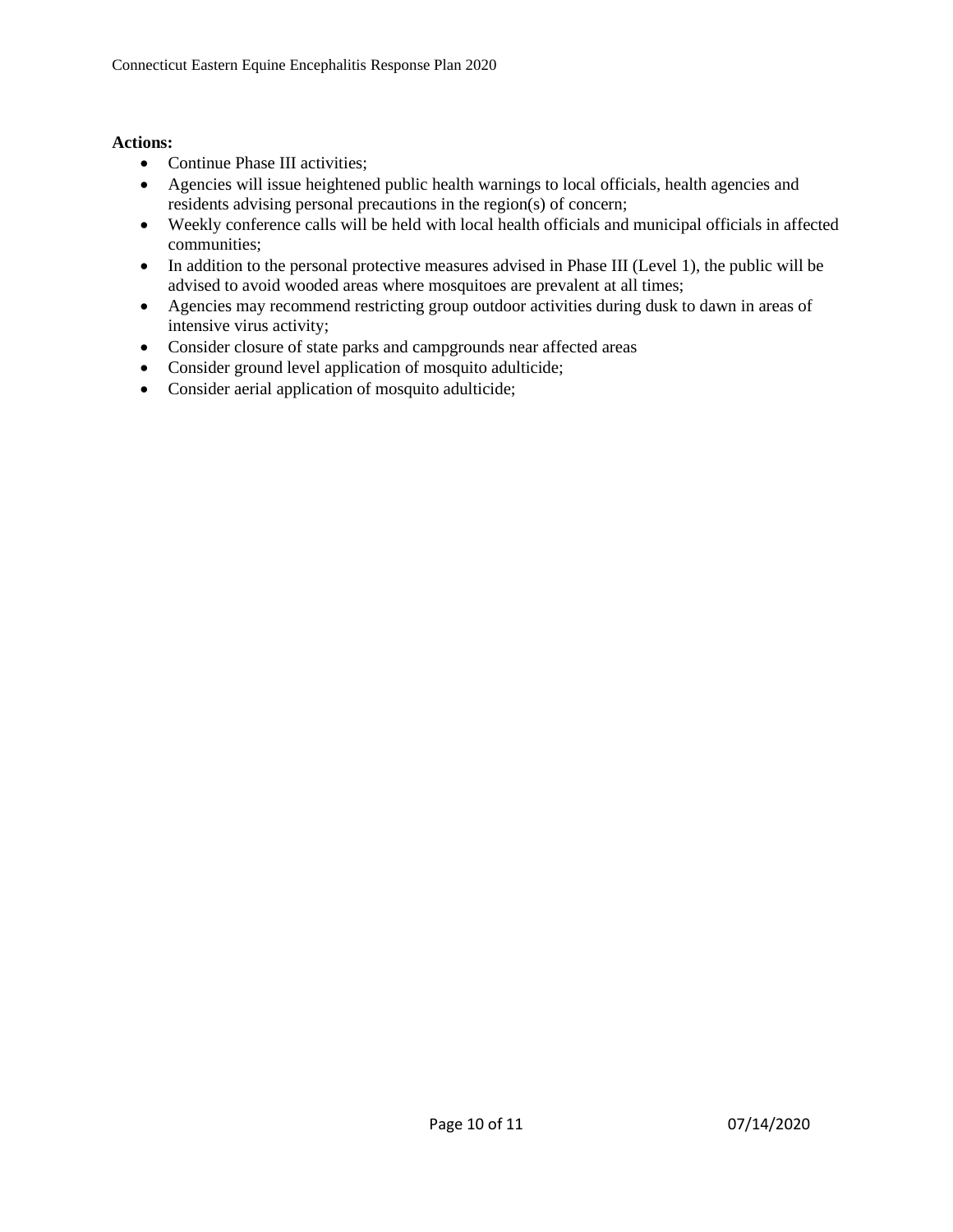**Actions:**

- Continue Phase III activities;
- Agencies will issue heightened public health warnings to local officials, health agencies and residents advising personal precautions in the region(s) of concern;
- Weekly conference calls will be held with local health officials and municipal officials in affected communities;
- In addition to the personal protective measures advised in Phase III (Level 1), the public will be advised to avoid wooded areas where mosquitoes are prevalent at all times;
- Agencies may recommend restricting group outdoor activities during dusk to dawn in areas of intensive virus activity;
- Consider closure of state parks and campgrounds near affected areas
- Consider ground level application of mosquito adulticide;
- Consider aerial application of mosquito adulticide;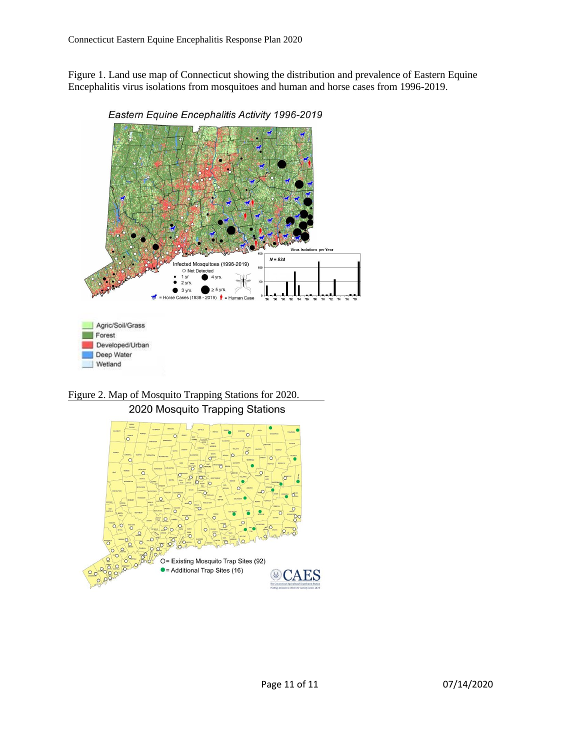Figure 1. Land use map of Connecticut showing the distribution and prevalence of Eastern Equine Encephalitis virus isolations from mosquitoes and human and horse cases from 1996-2019.

Eastern Equine Encephalitis Activity 1996-2019

Infected Mosquitoes (1996-2019)
O Not Detected
1 yr
2 yrs.
3 yrs.
4 yrs.
≥ 5 yrs.
= Horse Cases (1938 - 2019)
= Human Case

Virus Isolations per Year
N = 534
150
100
50
0
'96 '98 '00 '02 '04 '06 '08 '10 '12 '14 '16 '18

Agric/Soil/Grass
Forest
Developed/Urban
Deep Water
Wetland

Figure 2. Map of Mosquito Trapping Stations for 2020.

2020 Mosquito Trapping Stations

O = Existing Mosquito Trap Sites (92)
● = Additional Trap Sites (16)

CAES